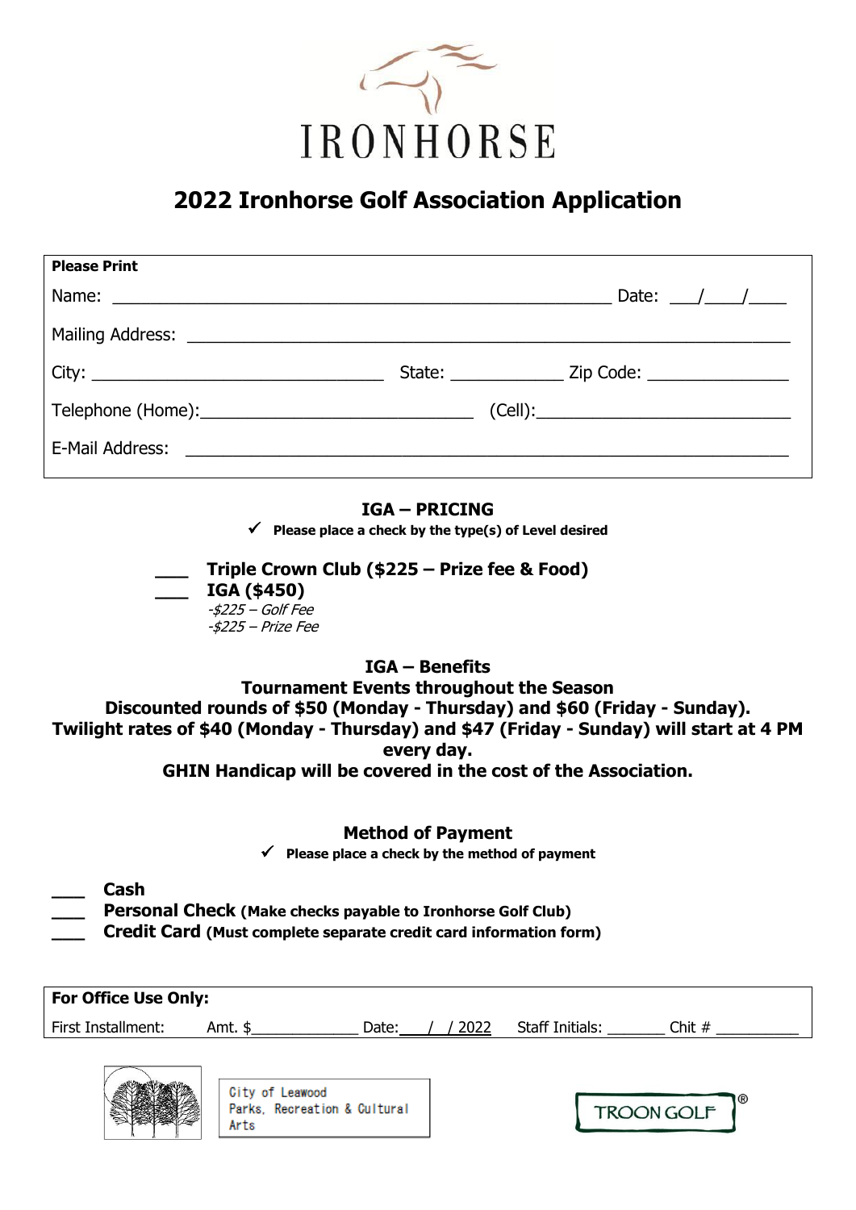IRONHORSE

# 2022 Ironhorse Golf Association Application

**Please Print**

Name: ____________________________________________ Date: ___/___/____

Mailing Address: ____________________________________________________

City: __________________________ State: __________ Zip Code: ____________

Telephone (Home):_______________________ (Cell):_______________________

E-Mail Address: ____________________________________________________

## IGA – PRICING

✓ **Please place a check by the type(s) of Level desired**

___ **Triple Crown Club ($225 – Prize fee & Food)**

___ **IGA ($450)**

*-$225 – Golf Fee*

*-$225 – Prize Fee*

## IGA – Benefits

**Tournament Events throughout the Season**

**Discounted rounds of $50 (Monday - Thursday) and $60 (Friday - Sunday).**

**Twilight rates of $40 (Monday - Thursday) and $47 (Friday - Sunday) will start at 4 PM every day.**

**GHIN Handicap will be covered in the cost of the Association.**

## Method of Payment

✓ **Please place a check by the method of payment**

___ **Cash**

___ **Personal Check (Make checks payable to Ironhorse Golf Club)**

___ **Credit Card (Must complete separate credit card information form)**

**For Office Use Only:**

First Installment: Amt. $__________ Date:___/___/ 2022 Staff Initials: ______ Chit # ________

City of Leawood Parks, Recreation & Cultural Arts

TROON GOLF®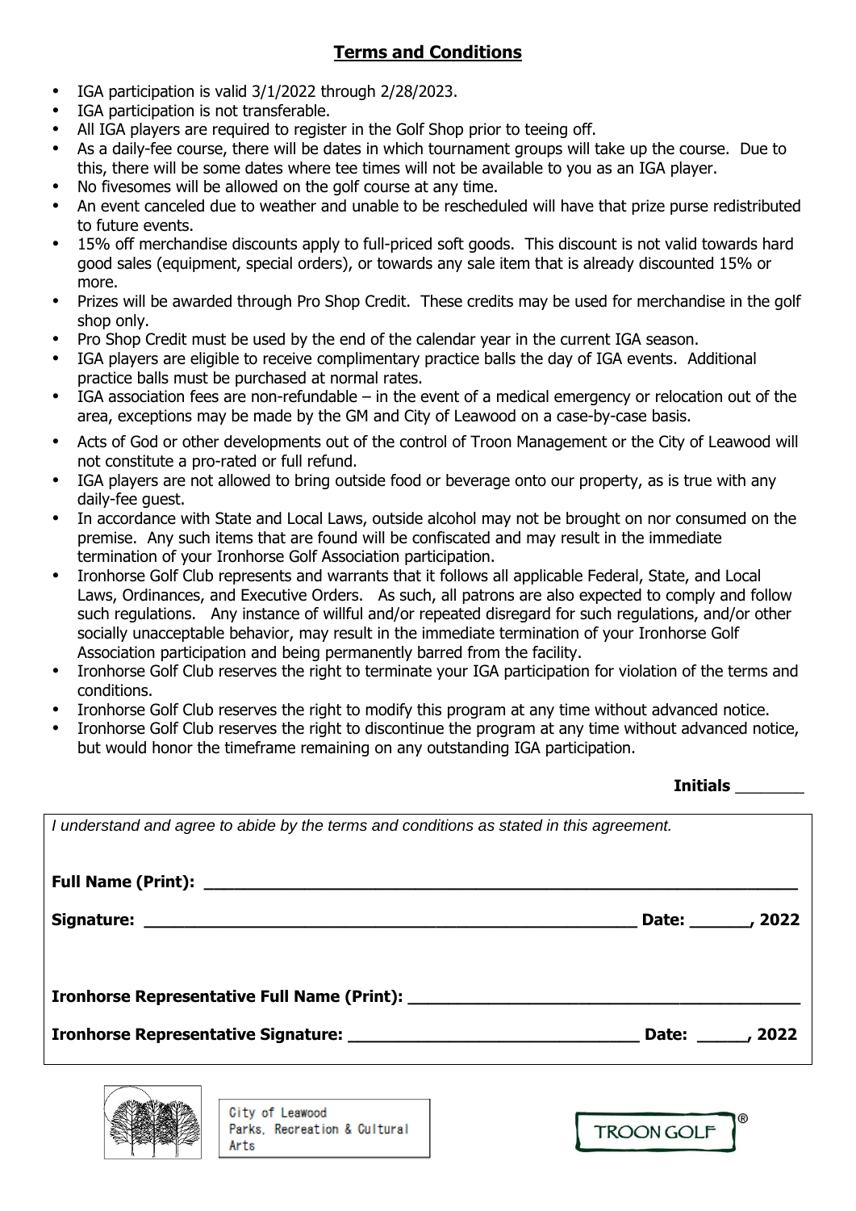## Terms and Conditions

- IGA participation is valid 3/1/2022 through 2/28/2023.
- IGA participation is not transferable.
- All IGA players are required to register in the Golf Shop prior to teeing off.
- As a daily-fee course, there will be dates in which tournament groups will take up the course. Due to this, there will be some dates where tee times will not be available to you as an IGA player.
- No fivesomes will be allowed on the golf course at any time.
- An event canceled due to weather and unable to be rescheduled will have that prize purse redistributed to future events.
- 15% off merchandise discounts apply to full-priced soft goods. This discount is not valid towards hard good sales (equipment, special orders), or towards any sale item that is already discounted 15% or more.
- Prizes will be awarded through Pro Shop Credit. These credits may be used for merchandise in the golf shop only.
- Pro Shop Credit must be used by the end of the calendar year in the current IGA season.
- IGA players are eligible to receive complimentary practice balls the day of IGA events. Additional practice balls must be purchased at normal rates.
- IGA association fees are non-refundable – in the event of a medical emergency or relocation out of the area, exceptions may be made by the GM and City of Leawood on a case-by-case basis.
- Acts of God or other developments out of the control of Troon Management or the City of Leawood will not constitute a pro-rated or full refund.
- IGA players are not allowed to bring outside food or beverage onto our property, as is true with any daily-fee guest.
- In accordance with State and Local Laws, outside alcohol may not be brought on nor consumed on the premise. Any such items that are found will be confiscated and may result in the immediate termination of your Ironhorse Golf Association participation.
- Ironhorse Golf Club represents and warrants that it follows all applicable Federal, State, and Local Laws, Ordinances, and Executive Orders. As such, all patrons are also expected to comply and follow such regulations. Any instance of willful and/or repeated disregard for such regulations, and/or other socially unacceptable behavior, may result in the immediate termination of your Ironhorse Golf Association participation and being permanently barred from the facility.
- Ironhorse Golf Club reserves the right to terminate your IGA participation for violation of the terms and conditions.
- Ironhorse Golf Club reserves the right to modify this program at any time without advanced notice.
- Ironhorse Golf Club reserves the right to discontinue the program at any time without advanced notice, but would honor the timeframe remaining on any outstanding IGA participation.

**Initials** _______

*I understand and agree to abide by the terms and conditions as stated in this agreement.*

**Full Name (Print):** ____________________________________________

**Signature:** ________________________________________ **Date:** ______, **2022**

**Ironhorse Representative Full Name (Print):** ____________________________

**Ironhorse Representative Signature:** _______________________ **Date:** _____, **2022**

City of Leawood
Parks, Recreation & Cultural Arts

TROON GOLF®